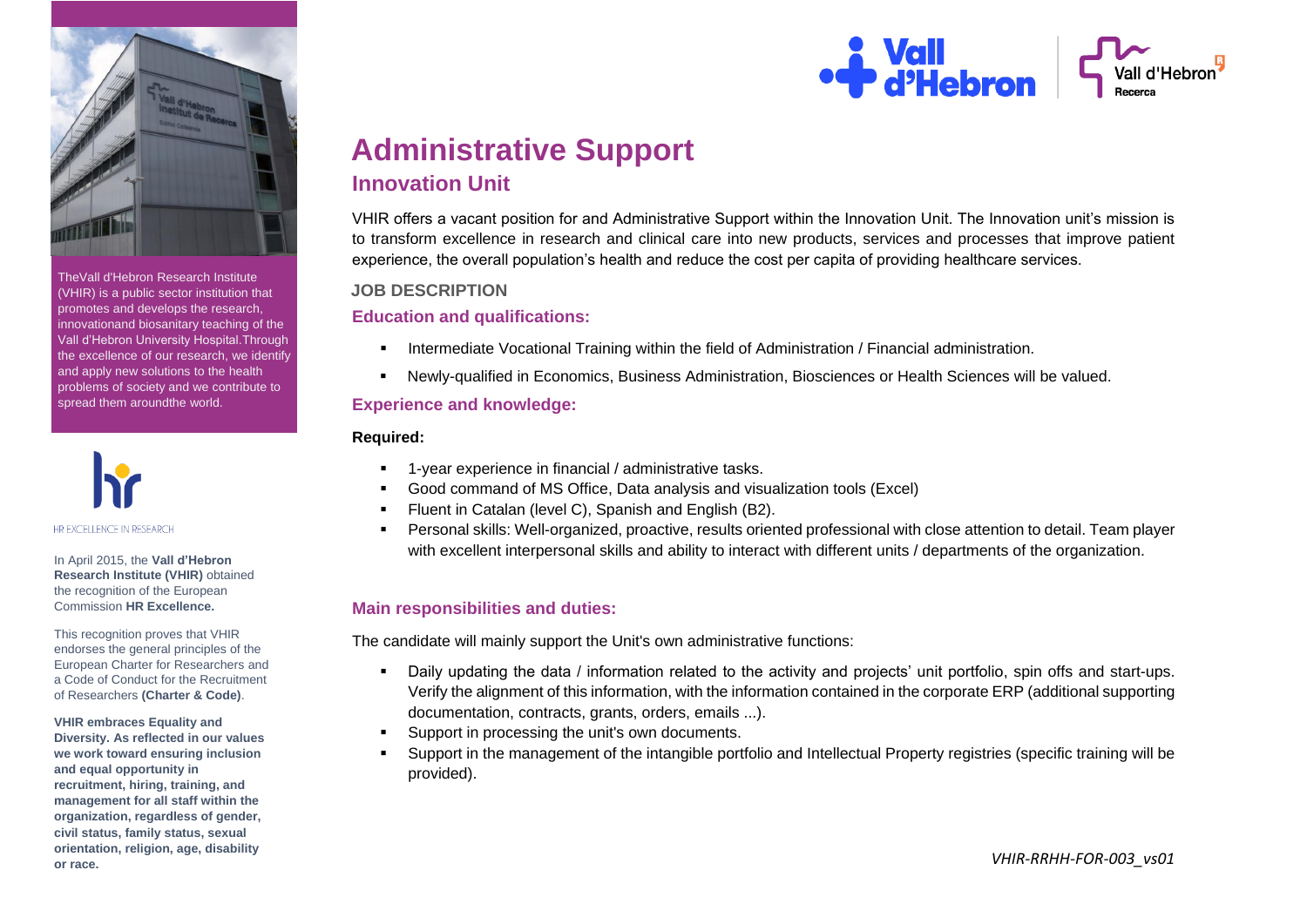TheVall d'Hebron Research Institute (VHIR) is a public sector institution that promotes and develops the research, innovationand biosanitary teaching of the Vall d'Hebron University Hospital.Through the excellence of our research, we identify and apply new solutions to the health problems of society and we contribute to spread them aroundthe world.

HR EXCELLENCE IN RESEARCH

In April 2015, the **Vall d'Hebron Research Institute (VHIR)** obtained the recognition of the European Commission **HR Excellence.**

This recognition proves that VHIR endorses the general principles of the European Charter for Researchers and a Code of Conduct for the Recruitment of Researchers **(Charter & Code)**.

**VHIR embraces Equality and Diversity. As reflected in our values we work toward ensuring inclusion and equal opportunity in recruitment, hiring, training, and management for all staff within the organization, regardless of gender, civil status, family status, sexual orientation, religion, age, disability or race.**

# Administrative Support

## Innovation Unit

VHIR offers a vacant position for and Administrative Support within the Innovation Unit. The Innovation unit's mission is to transform excellence in research and clinical care into new products, services and processes that improve patient experience, the overall population's health and reduce the cost per capita of providing healthcare services.

### JOB DESCRIPTION

### Education and qualifications:

- Intermediate Vocational Training within the field of Administration / Financial administration.
- Newly-qualified in Economics, Business Administration, Biosciences or Health Sciences will be valued.

### Experience and knowledge:

**Required:**

- 1-year experience in financial / administrative tasks.
- Good command of MS Office, Data analysis and visualization tools (Excel)
- Fluent in Catalan (level C), Spanish and English (B2).
- Personal skills: Well-organized, proactive, results oriented professional with close attention to detail. Team player with excellent interpersonal skills and ability to interact with different units / departments of the organization.

### Main responsibilities and duties:

The candidate will mainly support the Unit's own administrative functions:

- Daily updating the data / information related to the activity and projects' unit portfolio, spin offs and start-ups. Verify the alignment of this information, with the information contained in the corporate ERP (additional supporting documentation, contracts, grants, orders, emails ...).
- Support in processing the unit's own documents.
- Support in the management of the intangible portfolio and Intellectual Property registries (specific training will be provided).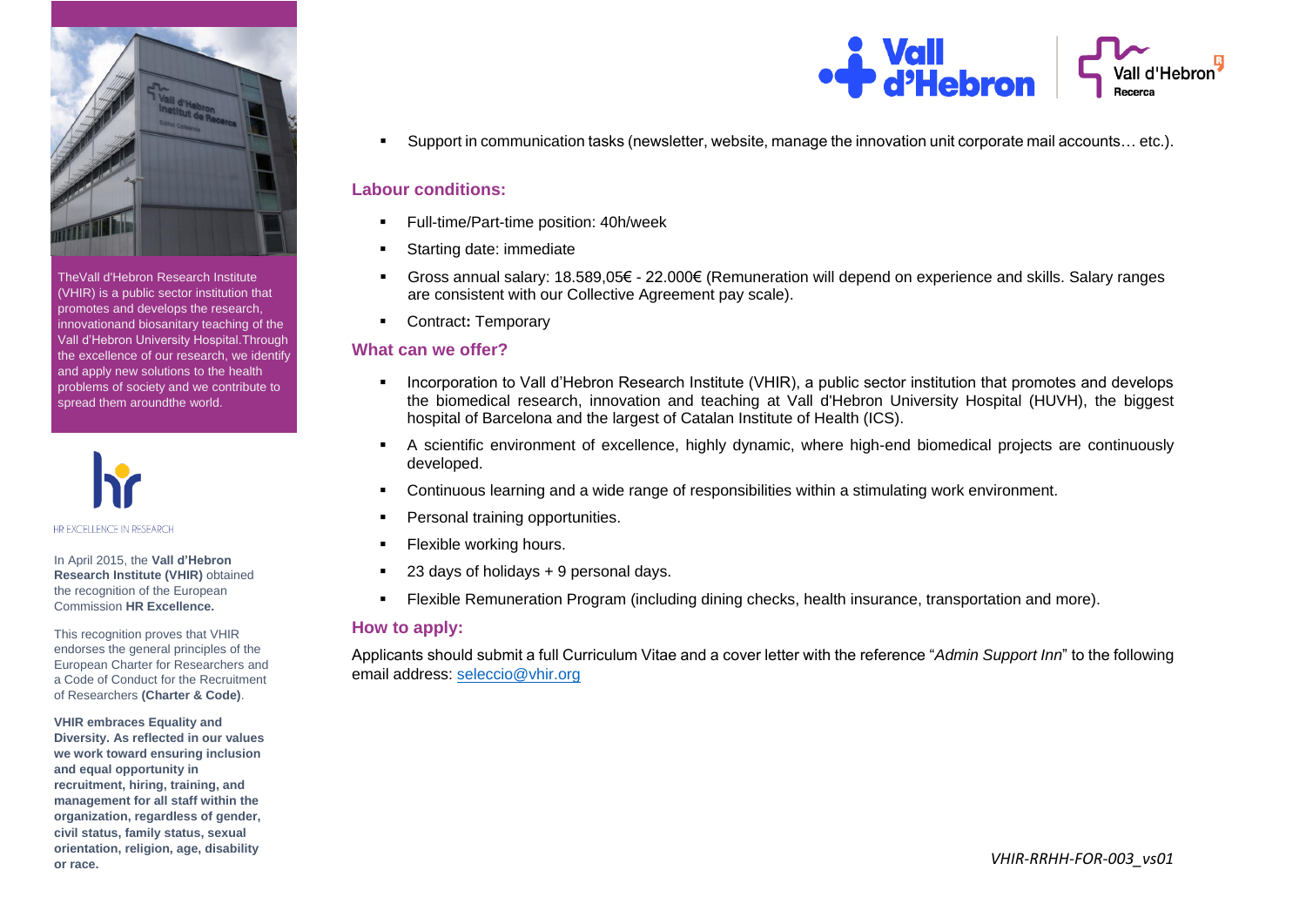TheVall d'Hebron Research Institute (VHIR) is a public sector institution that promotes and develops the research, innovationand biosanitary teaching of the Vall d'Hebron University Hospital.Through the excellence of our research, we identify and apply new solutions to the health problems of society and we contribute to spread them aroundthe world.

HR EXCELLENCE IN RESEARCH

In April 2015, the **Vall d'Hebron Research Institute (VHIR)** obtained the recognition of the European Commission **HR Excellence.**

This recognition proves that VHIR endorses the general principles of the European Charter for Researchers and a Code of Conduct for the Recruitment of Researchers **(Charter & Code)**.

**VHIR embraces Equality and Diversity. As reflected in our values we work toward ensuring inclusion and equal opportunity in recruitment, hiring, training, and management for all staff within the organization, regardless of gender, civil status, family status, sexual orientation, religion, age, disability or race.**

- Support in communication tasks (newsletter, website, manage the innovation unit corporate mail accounts… etc.).

## Labour conditions:

- Full-time/Part-time position: 40h/week
- Starting date: immediate
- Gross annual salary: 18.589,05€ - 22.000€ (Remuneration will depend on experience and skills. Salary ranges are consistent with our Collective Agreement pay scale).
- Contract**:** Temporary

## What can we offer?

- Incorporation to Vall d'Hebron Research Institute (VHIR), a public sector institution that promotes and develops the biomedical research, innovation and teaching at Vall d'Hebron University Hospital (HUVH), the biggest hospital of Barcelona and the largest of Catalan Institute of Health (ICS).
- A scientific environment of excellence, highly dynamic, where high-end biomedical projects are continuously developed.
- Continuous learning and a wide range of responsibilities within a stimulating work environment.
- Personal training opportunities.
- Flexible working hours.
- 23 days of holidays + 9 personal days.
- Flexible Remuneration Program (including dining checks, health insurance, transportation and more).

## How to apply:

Applicants should submit a full Curriculum Vitae and a cover letter with the reference "*Admin Support Inn*" to the following email address: seleccio@vhir.org

*VHIR-RRHH-FOR-003_vs01*